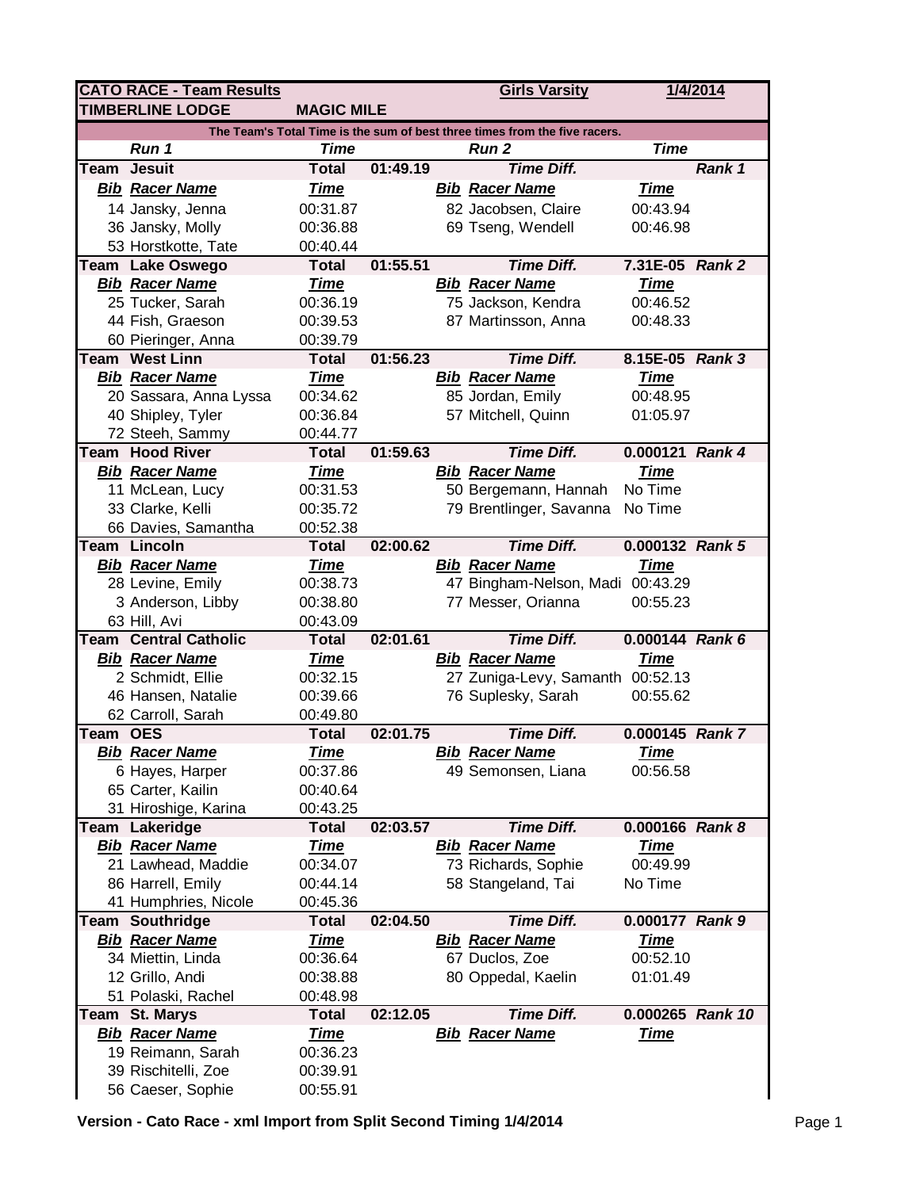| CATO RACE - Team Results | | | | Girls Varsity | | 1/4/2014 |
|---|---|---|---|---|---|---|
| TIMBERLINE LODGE | | MAGIC MILE | | | | |
| The Team's Total Time is the sum of best three times from the five racers. | | | | | | |
| | Run 1 | Time | | Run 2 | Time | |
| Team | Jesuit | Total | 01:49.19 | Time Diff. | | Rank 1 |
| Bib | Racer Name | Time | Bib | Racer Name | Time | |
| 14 | Jansky, Jenna | 00:31.87 | 82 | Jacobsen, Claire | 00:43.94 | |
| 36 | Jansky, Molly | 00:36.88 | 69 | Tseng, Wendell | 00:46.98 | |
| 53 | Horstkotte, Tate | 00:40.44 | | | | |
| Team | Lake Oswego | Total | 01:55.51 | Time Diff. | 7.31E-05 | Rank 2 |
| Bib | Racer Name | Time | Bib | Racer Name | Time | |
| 25 | Tucker, Sarah | 00:36.19 | 75 | Jackson, Kendra | 00:46.52 | |
| 44 | Fish, Graeson | 00:39.53 | 87 | Martinsson, Anna | 00:48.33 | |
| 60 | Pieringer, Anna | 00:39.79 | | | | |
| Team | West Linn | Total | 01:56.23 | Time Diff. | 8.15E-05 | Rank 3 |
| Bib | Racer Name | Time | Bib | Racer Name | Time | |
| 20 | Sassara, Anna Lyssa | 00:34.62 | 85 | Jordan, Emily | 00:48.95 | |
| 40 | Shipley, Tyler | 00:36.84 | 57 | Mitchell, Quinn | 01:05.97 | |
| 72 | Steeh, Sammy | 00:44.77 | | | | |
| Team | Hood River | Total | 01:59.63 | Time Diff. | 0.000121 | Rank 4 |
| Bib | Racer Name | Time | Bib | Racer Name | Time | |
| 11 | McLean, Lucy | 00:31.53 | 50 | Bergemann, Hannah | No Time | |
| 33 | Clarke, Kelli | 00:35.72 | 79 | Brentlinger, Savanna | No Time | |
| 66 | Davies, Samantha | 00:52.38 | | | | |
| Team | Lincoln | Total | 02:00.62 | Time Diff. | 0.000132 | Rank 5 |
| Bib | Racer Name | Time | Bib | Racer Name | Time | |
| 28 | Levine, Emily | 00:38.73 | 47 | Bingham-Nelson, Madi | 00:43.29 | |
| 3 | Anderson, Libby | 00:38.80 | 77 | Messer, Orianna | 00:55.23 | |
| 63 | Hill, Avi | 00:43.09 | | | | |
| Team | Central Catholic | Total | 02:01.61 | Time Diff. | 0.000144 | Rank 6 |
| Bib | Racer Name | Time | Bib | Racer Name | Time | |
| 2 | Schmidt, Ellie | 00:32.15 | 27 | Zuniga-Levy, Samanth | 00:52.13 | |
| 46 | Hansen, Natalie | 00:39.66 | 76 | Suplesky, Sarah | 00:55.62 | |
| 62 | Carroll, Sarah | 00:49.80 | | | | |
| Team | OES | Total | 02:01.75 | Time Diff. | 0.000145 | Rank 7 |
| Bib | Racer Name | Time | Bib | Racer Name | Time | |
| 6 | Hayes, Harper | 00:37.86 | 49 | Semonsen, Liana | 00:56.58 | |
| 65 | Carter, Kailin | 00:40.64 | | | | |
| 31 | Hiroshige, Karina | 00:43.25 | | | | |
| Team | Lakeridge | Total | 02:03.57 | Time Diff. | 0.000166 | Rank 8 |
| Bib | Racer Name | Time | Bib | Racer Name | Time | |
| 21 | Lawhead, Maddie | 00:34.07 | 73 | Richards, Sophie | 00:49.99 | |
| 86 | Harrell, Emily | 00:44.14 | 58 | Stangeland, Tai | No Time | |
| 41 | Humphries, Nicole | 00:45.36 | | | | |
| Team | Southridge | Total | 02:04.50 | Time Diff. | 0.000177 | Rank 9 |
| Bib | Racer Name | Time | Bib | Racer Name | Time | |
| 34 | Miettin, Linda | 00:36.64 | 67 | Duclos, Zoe | 00:52.10 | |
| 12 | Grillo, Andi | 00:38.88 | 80 | Oppedal, Kaelin | 01:01.49 | |
| 51 | Polaski, Rachel | 00:48.98 | | | | |
| Team | St. Marys | Total | 02:12.05 | Time Diff. | 0.000265 | Rank 10 |
| Bib | Racer Name | Time | Bib | Racer Name | Time | |
| 19 | Reimann, Sarah | 00:36.23 | | | | |
| 39 | Rischitelli, Zoe | 00:39.91 | | | | |
| 56 | Caeser, Sophie | 00:55.91 | | | | |

Version - Cato Race - xml Import from Split Second Timing 1/4/2014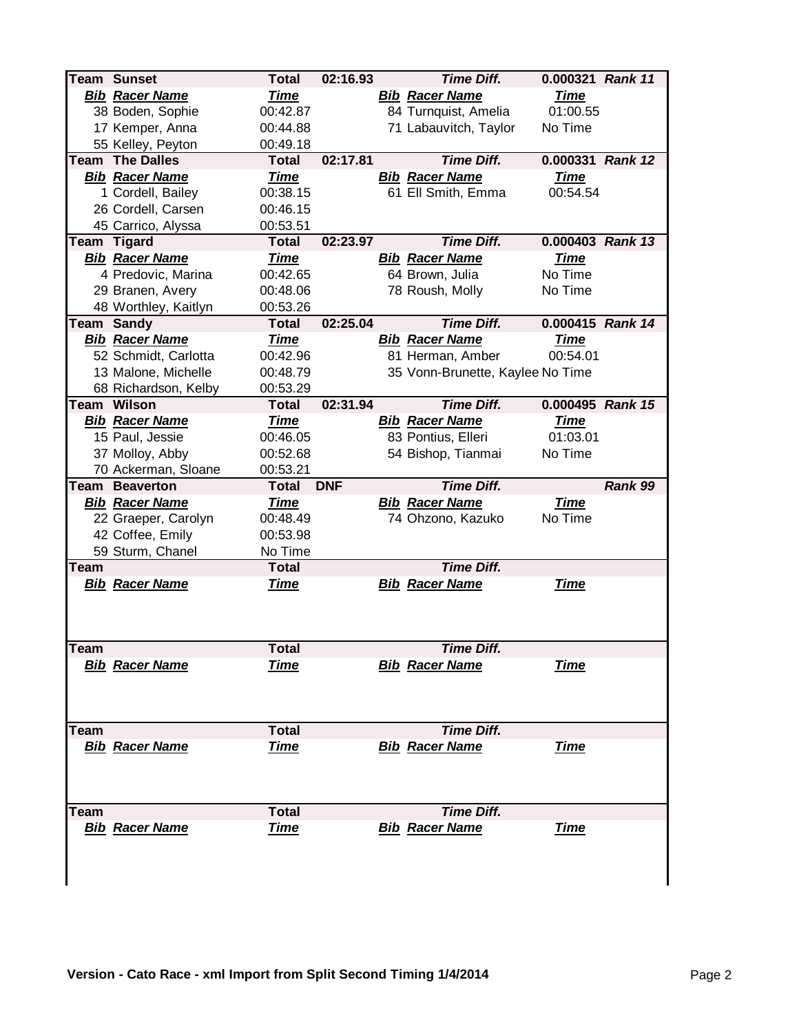| Team | Sunset | Total | 02:16.93 | | Time Diff. | 0.000321 | Rank 11 |
|---|---|---|---|---|---|---|---|
| Bib | Racer Name | Time | | Bib | Racer Name | Time | |
| 38 | Boden, Sophie | 00:42.87 | | 84 | Turnquist, Amelia | 01:00.55 | |
| 17 | Kemper, Anna | 00:44.88 | | 71 | Labauvitch, Taylor | No Time | |
| 55 | Kelley, Peyton | 00:49.18 | | | | | |
| Team | The Dalles | Total | 02:17.81 | | Time Diff. | 0.000331 | Rank 12 |
| Bib | Racer Name | Time | | Bib | Racer Name | Time | |
| 1 | Cordell, Bailey | 00:38.15 | | 61 | Ell Smith, Emma | 00:54.54 | |
| 26 | Cordell, Carsen | 00:46.15 | | | | | |
| 45 | Carrico, Alyssa | 00:53.51 | | | | | |
| Team | Tigard | Total | 02:23.97 | | Time Diff. | 0.000403 | Rank 13 |
| Bib | Racer Name | Time | | Bib | Racer Name | Time | |
| 4 | Predovic, Marina | 00:42.65 | | 64 | Brown, Julia | No Time | |
| 29 | Branen, Avery | 00:48.06 | | 78 | Roush, Molly | No Time | |
| 48 | Worthley, Kaitlyn | 00:53.26 | | | | | |
| Team | Sandy | Total | 02:25.04 | | Time Diff. | 0.000415 | Rank 14 |
| Bib | Racer Name | Time | | Bib | Racer Name | Time | |
| 52 | Schmidt, Carlotta | 00:42.96 | | 81 | Herman, Amber | 00:54.01 | |
| 13 | Malone, Michelle | 00:48.79 | | 35 | Vonn-Brunette, Kaylee | No Time | |
| 68 | Richardson, Kelby | 00:53.29 | | | | | |
| Team | Wilson | Total | 02:31.94 | | Time Diff. | 0.000495 | Rank 15 |
| Bib | Racer Name | Time | | Bib | Racer Name | Time | |
| 15 | Paul, Jessie | 00:46.05 | | 83 | Pontius, Elleri | 01:03.01 | |
| 37 | Molloy, Abby | 00:52.68 | | 54 | Bishop, Tianmai | No Time | |
| 70 | Ackerman, Sloane | 00:53.21 | | | | | |
| Team | Beaverton | Total | DNF | | Time Diff. | | Rank 99 |
| Bib | Racer Name | Time | | Bib | Racer Name | Time | |
| 22 | Graeper, Carolyn | 00:48.49 | | 74 | Ohzono, Kazuko | No Time | |
| 42 | Coffee, Emily | 00:53.98 | | | | | |
| 59 | Sturm, Chanel | No Time | | | | | |
| Team | | Total | | | Time Diff. | | |
| Bib | Racer Name | Time | | Bib | Racer Name | Time | |
| Team | | Total | | | Time Diff. | | |
| Bib | Racer Name | Time | | Bib | Racer Name | Time | |
| Team | | Total | | | Time Diff. | | |
| Bib | Racer Name | Time | | Bib | Racer Name | Time | |
| Team | | Total | | | Time Diff. | | |
| Bib | Racer Name | Time | | Bib | Racer Name | Time | |

**Version - Cato Race - xml Import from Split Second Timing 1/4/2014**